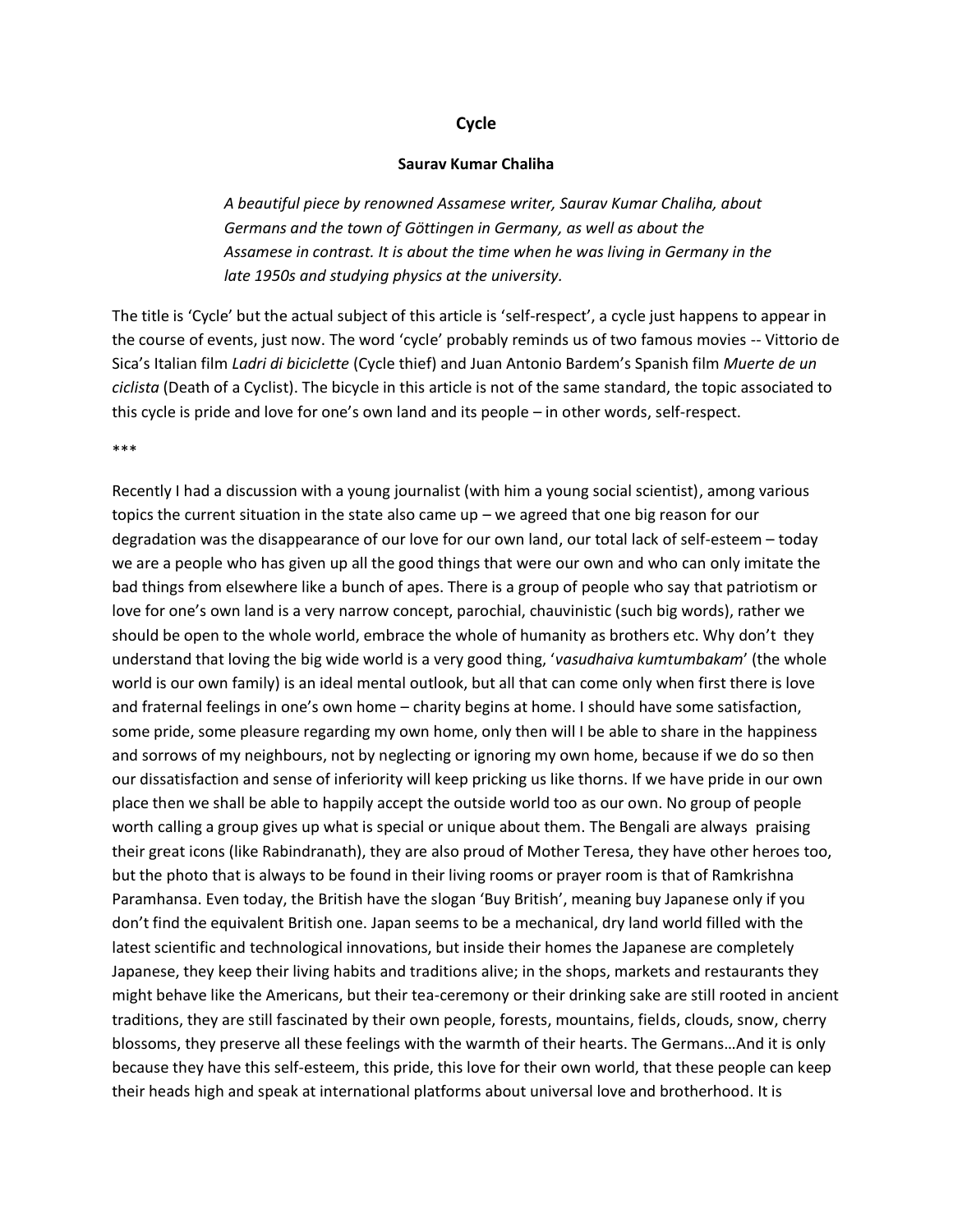# Cycle

**Saurav Kumar Chaliha**

*A beautiful piece by renowned Assamese writer, Saurav Kumar Chaliha, about Germans and the town of Göttingen in Germany, as well as about the Assamese in contrast. It is about the time when he was living in Germany in the late 1950s and studying physics at the university.*

The title is 'Cycle' but the actual subject of this article is 'self-respect', a cycle just happens to appear in the course of events, just now. The word 'cycle' probably reminds us of two famous movies -- Vittorio de Sica's Italian film *Ladri di biciclette* (Cycle thief) and Juan Antonio Bardem's Spanish film *Muerte de un ciclista* (Death of a Cyclist). The bicycle in this article is not of the same standard, the topic associated to this cycle is pride and love for one's own land and its people – in other words, self-respect.

***

Recently I had a discussion with a young journalist (with him a young social scientist), among various topics the current situation in the state also came up – we agreed that one big reason for our degradation was the disappearance of our love for our own land, our total lack of self-esteem – today we are a people who has given up all the good things that were our own and who can only imitate the bad things from elsewhere like a bunch of apes. There is a group of people who say that patriotism or love for one's own land is a very narrow concept, parochial, chauvinistic (such big words), rather we should be open to the whole world, embrace the whole of humanity as brothers etc. Why don't they understand that loving the big wide world is a very good thing, '*vasudhaiva kumtumbakam*' (the whole world is our own family) is an ideal mental outlook, but all that can come only when first there is love and fraternal feelings in one's own home – charity begins at home. I should have some satisfaction, some pride, some pleasure regarding my own home, only then will I be able to share in the happiness and sorrows of my neighbours, not by neglecting or ignoring my own home, because if we do so then our dissatisfaction and sense of inferiority will keep pricking us like thorns. If we have pride in our own place then we shall be able to happily accept the outside world too as our own. No group of people worth calling a group gives up what is special or unique about them. The Bengali are always praising their great icons (like Rabindranath), they are also proud of Mother Teresa, they have other heroes too, but the photo that is always to be found in their living rooms or prayer room is that of Ramkrishna Paramhansa. Even today, the British have the slogan 'Buy British', meaning buy Japanese only if you don't find the equivalent British one. Japan seems to be a mechanical, dry land world filled with the latest scientific and technological innovations, but inside their homes the Japanese are completely Japanese, they keep their living habits and traditions alive; in the shops, markets and restaurants they might behave like the Americans, but their tea-ceremony or their drinking sake are still rooted in ancient traditions, they are still fascinated by their own people, forests, mountains, fields, clouds, snow, cherry blossoms, they preserve all these feelings with the warmth of their hearts. The Germans…And it is only because they have this self-esteem, this pride, this love for their own world, that these people can keep their heads high and speak at international platforms about universal love and brotherhood. It is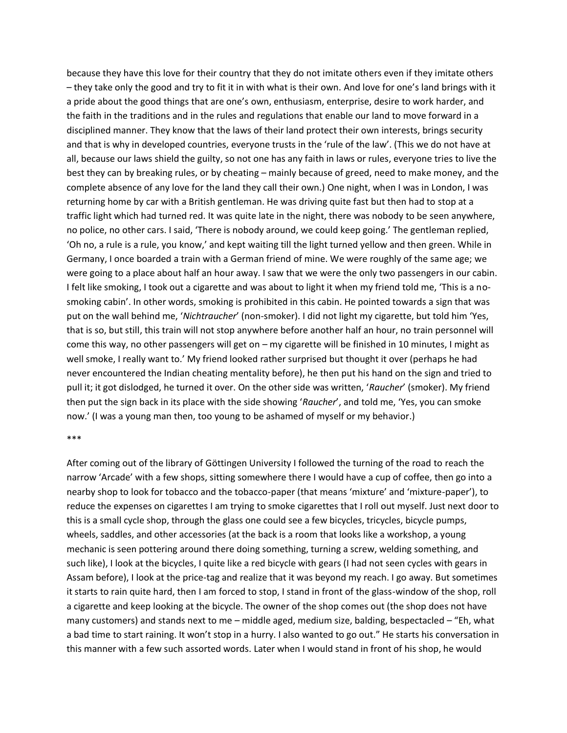because they have this love for their country that they do not imitate others even if they imitate others – they take only the good and try to fit it in with what is their own. And love for one's land brings with it a pride about the good things that are one's own, enthusiasm, enterprise, desire to work harder, and the faith in the traditions and in the rules and regulations that enable our land to move forward in a disciplined manner. They know that the laws of their land protect their own interests, brings security and that is why in developed countries, everyone trusts in the 'rule of the law'. (This we do not have at all, because our laws shield the guilty, so not one has any faith in laws or rules, everyone tries to live the best they can by breaking rules, or by cheating – mainly because of greed, need to make money, and the complete absence of any love for the land they call their own.) One night, when I was in London, I was returning home by car with a British gentleman. He was driving quite fast but then had to stop at a traffic light which had turned red. It was quite late in the night, there was nobody to be seen anywhere, no police, no other cars. I said, 'There is nobody around, we could keep going.' The gentleman replied, 'Oh no, a rule is a rule, you know,' and kept waiting till the light turned yellow and then green. While in Germany, I once boarded a train with a German friend of mine. We were roughly of the same age; we were going to a place about half an hour away. I saw that we were the only two passengers in our cabin. I felt like smoking, I took out a cigarette and was about to light it when my friend told me, 'This is a no-smoking cabin'. In other words, smoking is prohibited in this cabin. He pointed towards a sign that was put on the wall behind me, '*Nichtraucher*' (non-smoker). I did not light my cigarette, but told him 'Yes, that is so, but still, this train will not stop anywhere before another half an hour, no train personnel will come this way, no other passengers will get on – my cigarette will be finished in 10 minutes, I might as well smoke, I really want to.' My friend looked rather surprised but thought it over (perhaps he had never encountered the Indian cheating mentality before), he then put his hand on the sign and tried to pull it; it got dislodged, he turned it over. On the other side was written, '*Raucher*' (smoker). My friend then put the sign back in its place with the side showing '*Raucher*', and told me, 'Yes, you can smoke now.' (I was a young man then, too young to be ashamed of myself or my behavior.)

***

After coming out of the library of Göttingen University I followed the turning of the road to reach the narrow 'Arcade' with a few shops, sitting somewhere there I would have a cup of coffee, then go into a nearby shop to look for tobacco and the tobacco-paper (that means 'mixture' and 'mixture-paper'), to reduce the expenses on cigarettes I am trying to smoke cigarettes that I roll out myself. Just next door to this is a small cycle shop, through the glass one could see a few bicycles, tricycles, bicycle pumps, wheels, saddles, and other accessories (at the back is a room that looks like a workshop, a young mechanic is seen pottering around there doing something, turning a screw, welding something, and such like), I look at the bicycles, I quite like a red bicycle with gears (I had not seen cycles with gears in Assam before), I look at the price-tag and realize that it was beyond my reach. I go away. But sometimes it starts to rain quite hard, then I am forced to stop, I stand in front of the glass-window of the shop, roll a cigarette and keep looking at the bicycle. The owner of the shop comes out (the shop does not have many customers) and stands next to me – middle aged, medium size, balding, bespectacled – "Eh, what a bad time to start raining. It won't stop in a hurry. I also wanted to go out." He starts his conversation in this manner with a few such assorted words. Later when I would stand in front of his shop, he would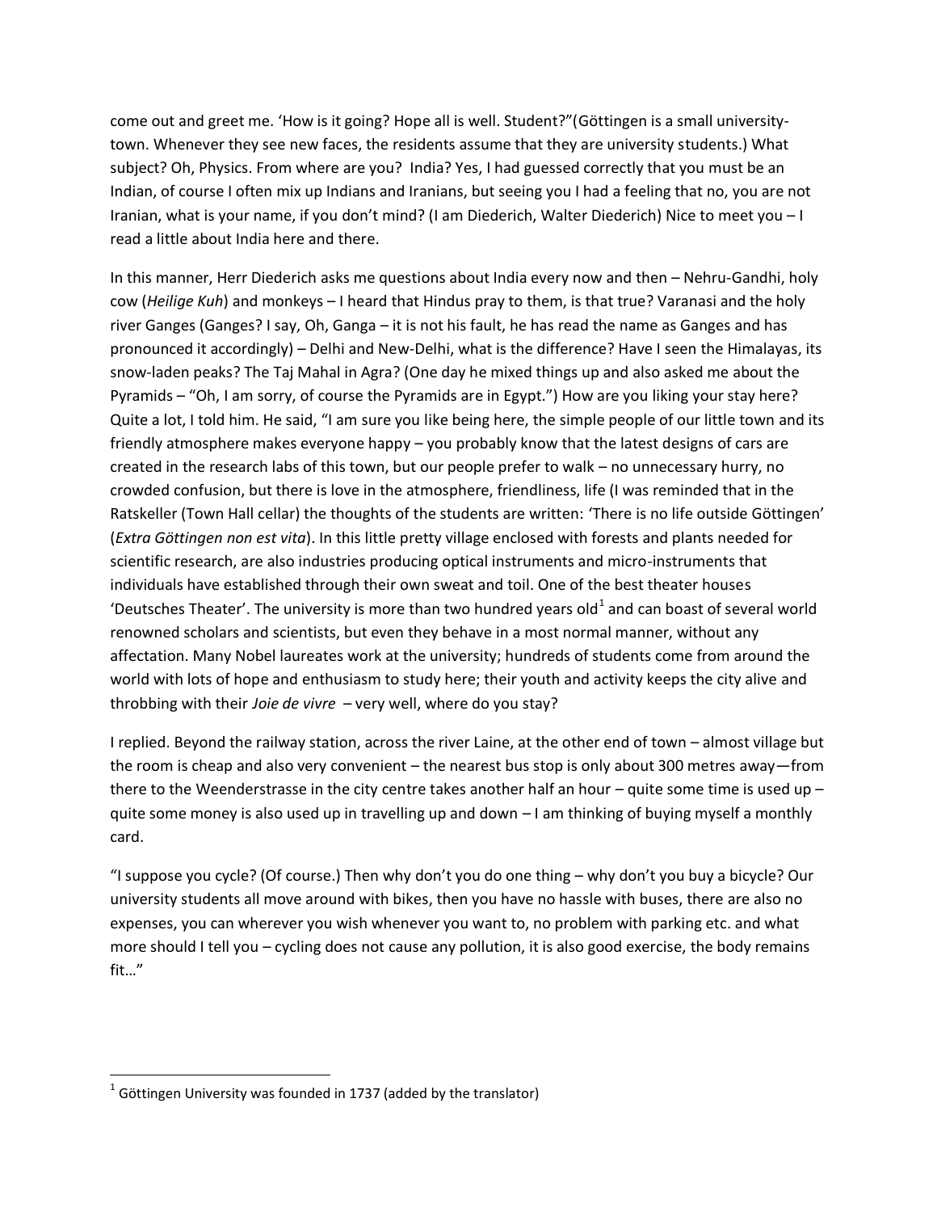come out and greet me. 'How is it going? Hope all is well. Student?"(Göttingen is a small university-town. Whenever they see new faces, the residents assume that they are university students.) What subject? Oh, Physics. From where are you? India? Yes, I had guessed correctly that you must be an Indian, of course I often mix up Indians and Iranians, but seeing you I had a feeling that no, you are not Iranian, what is your name, if you don't mind? (I am Diederich, Walter Diederich) Nice to meet you – I read a little about India here and there.

In this manner, Herr Diederich asks me questions about India every now and then – Nehru-Gandhi, holy cow (*Heilige Kuh*) and monkeys – I heard that Hindus pray to them, is that true? Varanasi and the holy river Ganges (Ganges? I say, Oh, Ganga – it is not his fault, he has read the name as Ganges and has pronounced it accordingly) – Delhi and New-Delhi, what is the difference? Have I seen the Himalayas, its snow-laden peaks? The Taj Mahal in Agra? (One day he mixed things up and also asked me about the Pyramids – "Oh, I am sorry, of course the Pyramids are in Egypt.") How are you liking your stay here? Quite a lot, I told him. He said, "I am sure you like being here, the simple people of our little town and its friendly atmosphere makes everyone happy – you probably know that the latest designs of cars are created in the research labs of this town, but our people prefer to walk – no unnecessary hurry, no crowded confusion, but there is love in the atmosphere, friendliness, life (I was reminded that in the Ratskeller (Town Hall cellar) the thoughts of the students are written: 'There is no life outside Göttingen' (*Extra Göttingen non est vita*). In this little pretty village enclosed with forests and plants needed for scientific research, are also industries producing optical instruments and micro-instruments that individuals have established through their own sweat and toil. One of the best theater houses 'Deutsches Theater'. The university is more than two hundred years old[1] and can boast of several world renowned scholars and scientists, but even they behave in a most normal manner, without any affectation. Many Nobel laureates work at the university; hundreds of students come from around the world with lots of hope and enthusiasm to study here; their youth and activity keeps the city alive and throbbing with their *Joie de vivre* – very well, where do you stay?

I replied. Beyond the railway station, across the river Laine, at the other end of town – almost village but the room is cheap and also very convenient – the nearest bus stop is only about 300 metres away—from there to the Weenderstrasse in the city centre takes another half an hour – quite some time is used up – quite some money is also used up in travelling up and down – I am thinking of buying myself a monthly card.

"I suppose you cycle? (Of course.) Then why don't you do one thing – why don't you buy a bicycle? Our university students all move around with bikes, then you have no hassle with buses, there are also no expenses, you can wherever you wish whenever you want to, no problem with parking etc. and what more should I tell you – cycling does not cause any pollution, it is also good exercise, the body remains fit…"

---

[1] Göttingen University was founded in 1737 (added by the translator)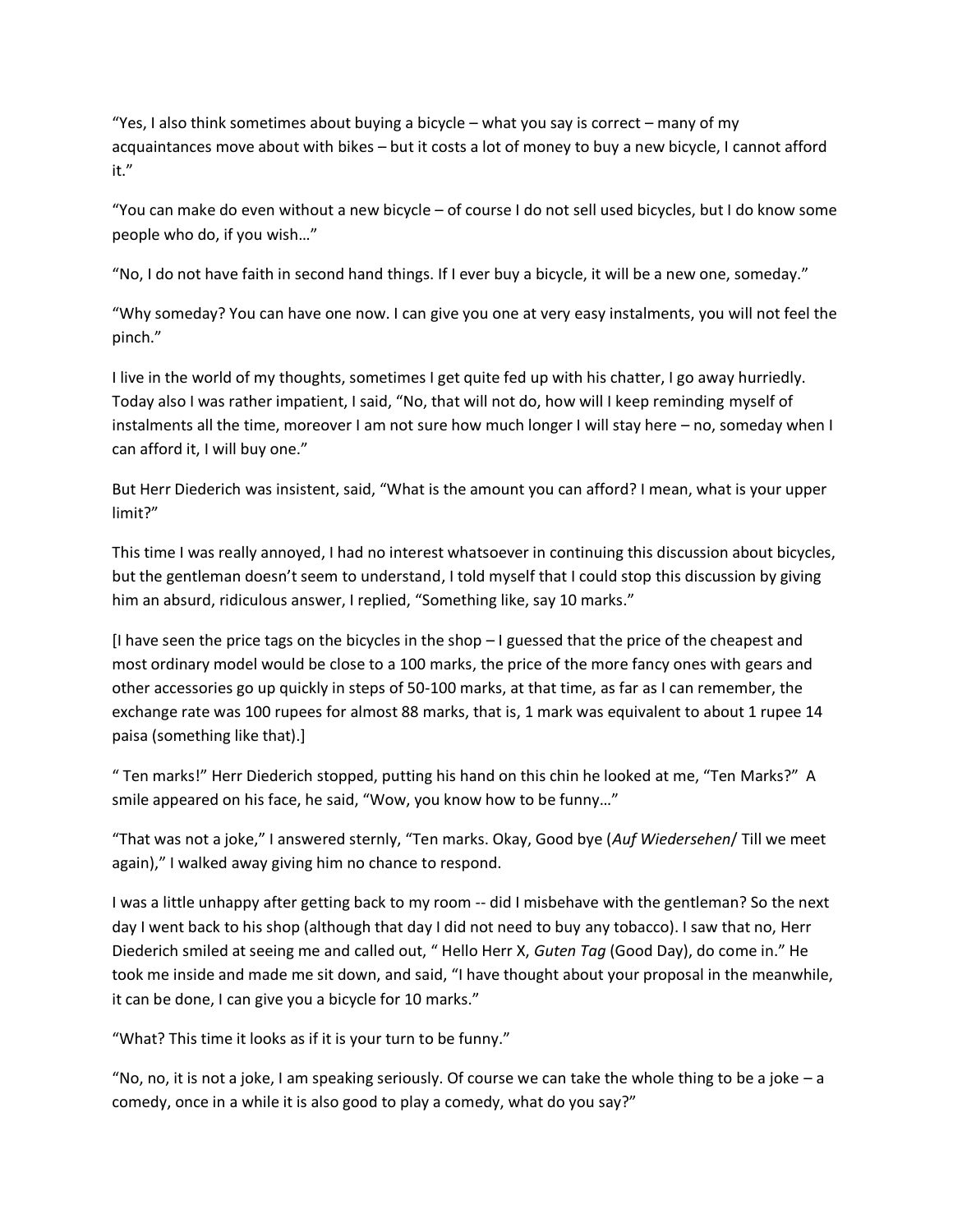“Yes, I also think sometimes about buying a bicycle – what you say is correct – many of my acquaintances move about with bikes – but it costs a lot of money to buy a new bicycle, I cannot afford it.”

“You can make do even without a new bicycle – of course I do not sell used bicycles, but I do know some people who do, if you wish…”

“No, I do not have faith in second hand things. If I ever buy a bicycle, it will be a new one, someday.”

“Why someday? You can have one now. I can give you one at very easy instalments, you will not feel the pinch.”

I live in the world of my thoughts, sometimes I get quite fed up with his chatter, I go away hurriedly. Today also I was rather impatient, I said, “No, that will not do, how will I keep reminding myself of instalments all the time, moreover I am not sure how much longer I will stay here – no, someday when I can afford it, I will buy one.”

But Herr Diederich was insistent, said, “What is the amount you can afford? I mean, what is your upper limit?”

This time I was really annoyed, I had no interest whatsoever in continuing this discussion about bicycles, but the gentleman doesn’t seem to understand, I told myself that I could stop this discussion by giving him an absurd, ridiculous answer, I replied, “Something like, say 10 marks.”

[I have seen the price tags on the bicycles in the shop – I guessed that the price of the cheapest and most ordinary model would be close to a 100 marks, the price of the more fancy ones with gears and other accessories go up quickly in steps of 50-100 marks, at that time, as far as I can remember, the exchange rate was 100 rupees for almost 88 marks, that is, 1 mark was equivalent to about 1 rupee 14 paisa (something like that).]

“ Ten marks!” Herr Diederich stopped, putting his hand on this chin he looked at me, “Ten Marks?” A smile appeared on his face, he said, “Wow, you know how to be funny…”

“That was not a joke,” I answered sternly, “Ten marks. Okay, Good bye (*Auf Wiedersehen*/ Till we meet again),” I walked away giving him no chance to respond.

I was a little unhappy after getting back to my room -- did I misbehave with the gentleman? So the next day I went back to his shop (although that day I did not need to buy any tobacco). I saw that no, Herr Diederich smiled at seeing me and called out, “ Hello Herr X, *Guten Tag* (Good Day), do come in.” He took me inside and made me sit down, and said, “I have thought about your proposal in the meanwhile, it can be done, I can give you a bicycle for 10 marks.”

“What? This time it looks as if it is your turn to be funny.”

“No, no, it is not a joke, I am speaking seriously. Of course we can take the whole thing to be a joke – a comedy, once in a while it is also good to play a comedy, what do you say?”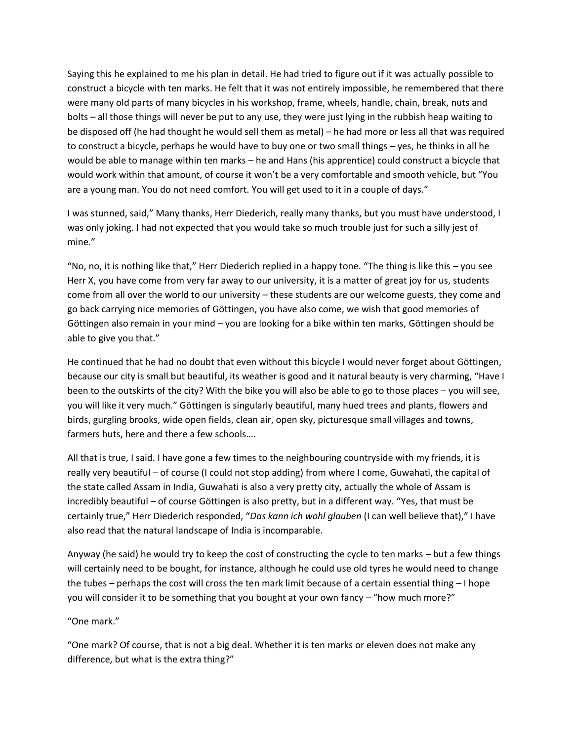Saying this he explained to me his plan in detail. He had tried to figure out if it was actually possible to construct a bicycle with ten marks. He felt that it was not entirely impossible, he remembered that there were many old parts of many bicycles in his workshop, frame, wheels, handle, chain, break, nuts and bolts – all those things will never be put to any use, they were just lying in the rubbish heap waiting to be disposed off (he had thought he would sell them as metal) – he had more or less all that was required to construct a bicycle, perhaps he would have to buy one or two small things – yes, he thinks in all he would be able to manage within ten marks – he and Hans (his apprentice) could construct a bicycle that would work within that amount, of course it won't be a very comfortable and smooth vehicle, but "You are a young man. You do not need comfort. You will get used to it in a couple of days."

I was stunned, said," Many thanks, Herr Diederich, really many thanks, but you must have understood, I was only joking. I had not expected that you would take so much trouble just for such a silly jest of mine."

"No, no, it is nothing like that," Herr Diederich replied in a happy tone. "The thing is like this – you see Herr X, you have come from very far away to our university, it is a matter of great joy for us, students come from all over the world to our university – these students are our welcome guests, they come and go back carrying nice memories of Göttingen, you have also come, we wish that good memories of Göttingen also remain in your mind – you are looking for a bike within ten marks, Göttingen should be able to give you that."

He continued that he had no doubt that even without this bicycle I would never forget about Göttingen, because our city is small but beautiful, its weather is good and it natural beauty is very charming, "Have I been to the outskirts of the city? With the bike you will also be able to go to those places – you will see, you will like it very much." Göttingen is singularly beautiful, many hued trees and plants, flowers and birds, gurgling brooks, wide open fields, clean air, open sky, picturesque small villages and towns, farmers huts, here and there a few schools….

All that is true, I said. I have gone a few times to the neighbouring countryside with my friends, it is really very beautiful – of course (I could not stop adding) from where I come, Guwahati, the capital of the state called Assam in India, Guwahati is also a very pretty city, actually the whole of Assam is incredibly beautiful – of course Göttingen is also pretty, but in a different way. "Yes, that must be certainly true," Herr Diederich responded, "*Das kann ich wohl glauben* (I can well believe that)," I have also read that the natural landscape of India is incomparable.

Anyway (he said) he would try to keep the cost of constructing the cycle to ten marks – but a few things will certainly need to be bought, for instance, although he could use old tyres he would need to change the tubes – perhaps the cost will cross the ten mark limit because of a certain essential thing – I hope you will consider it to be something that you bought at your own fancy – "how much more?"

"One mark."

"One mark? Of course, that is not a big deal. Whether it is ten marks or eleven does not make any difference, but what is the extra thing?"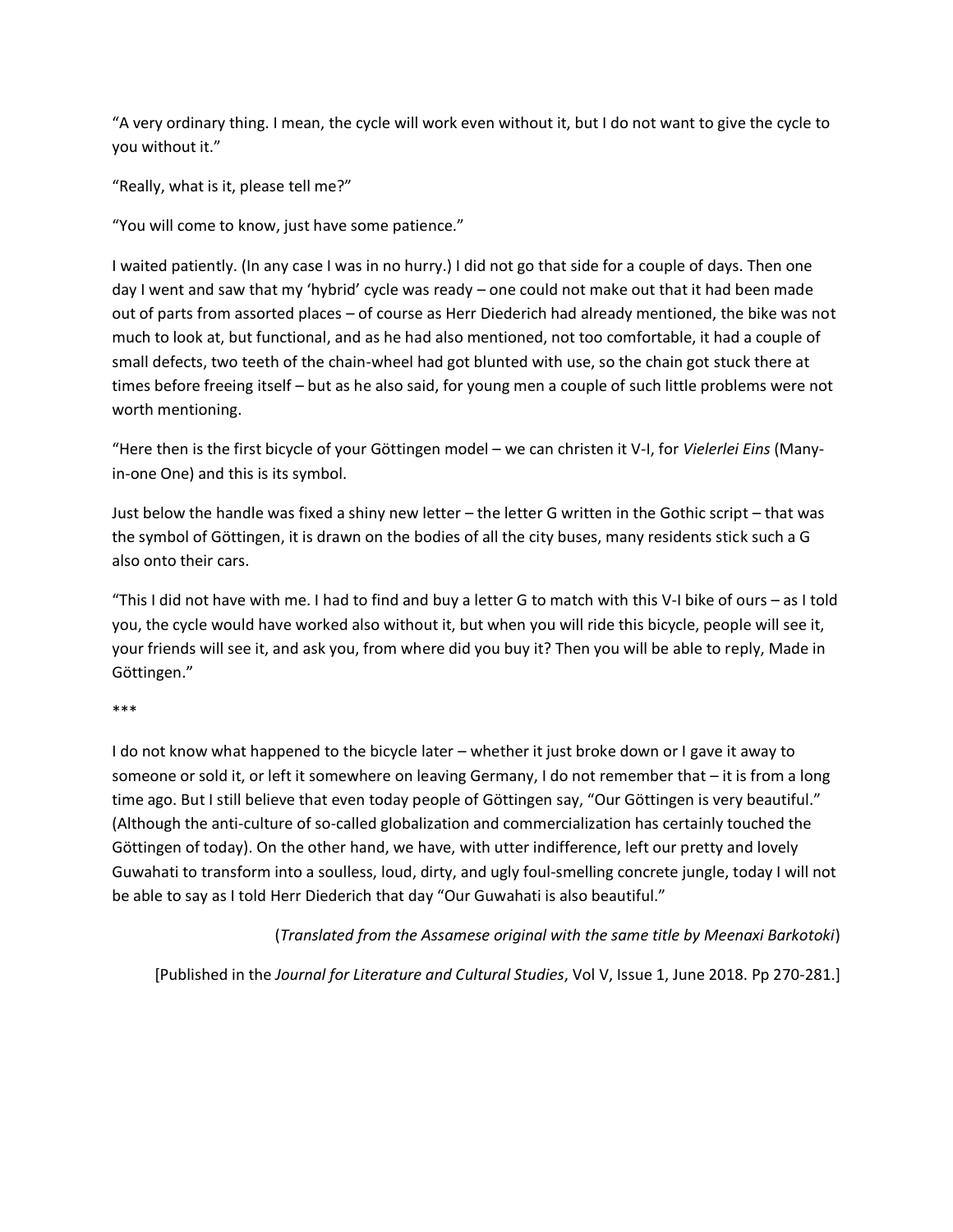"A very ordinary thing. I mean, the cycle will work even without it, but I do not want to give the cycle to you without it."

"Really, what is it, please tell me?"

"You will come to know, just have some patience."

I waited patiently. (In any case I was in no hurry.) I did not go that side for a couple of days. Then one day I went and saw that my 'hybrid' cycle was ready – one could not make out that it had been made out of parts from assorted places – of course as Herr Diederich had already mentioned, the bike was not much to look at, but functional, and as he had also mentioned, not too comfortable, it had a couple of small defects, two teeth of the chain-wheel had got blunted with use, so the chain got stuck there at times before freeing itself – but as he also said, for young men a couple of such little problems were not worth mentioning.

"Here then is the first bicycle of your Göttingen model – we can christen it V-I, for *Vielerlei Eins* (Many-in-one One) and this is its symbol.

Just below the handle was fixed a shiny new letter – the letter G written in the Gothic script – that was the symbol of Göttingen, it is drawn on the bodies of all the city buses, many residents stick such a G also onto their cars.

"This I did not have with me. I had to find and buy a letter G to match with this V-I bike of ours – as I told you, the cycle would have worked also without it, but when you will ride this bicycle, people will see it, your friends will see it, and ask you, from where did you buy it? Then you will be able to reply, Made in Göttingen."

***

I do not know what happened to the bicycle later – whether it just broke down or I gave it away to someone or sold it, or left it somewhere on leaving Germany, I do not remember that – it is from a long time ago. But I still believe that even today people of Göttingen say, "Our Göttingen is very beautiful." (Although the anti-culture of so-called globalization and commercialization has certainly touched the Göttingen of today). On the other hand, we have, with utter indifference, left our pretty and lovely Guwahati to transform into a soulless, loud, dirty, and ugly foul-smelling concrete jungle, today I will not be able to say as I told Herr Diederich that day "Our Guwahati is also beautiful."

(*Translated from the Assamese original with the same title by Meenaxi Barkotoki*)

[Published in the *Journal for Literature and Cultural Studies*, Vol V, Issue 1, June 2018. Pp 270-281.]